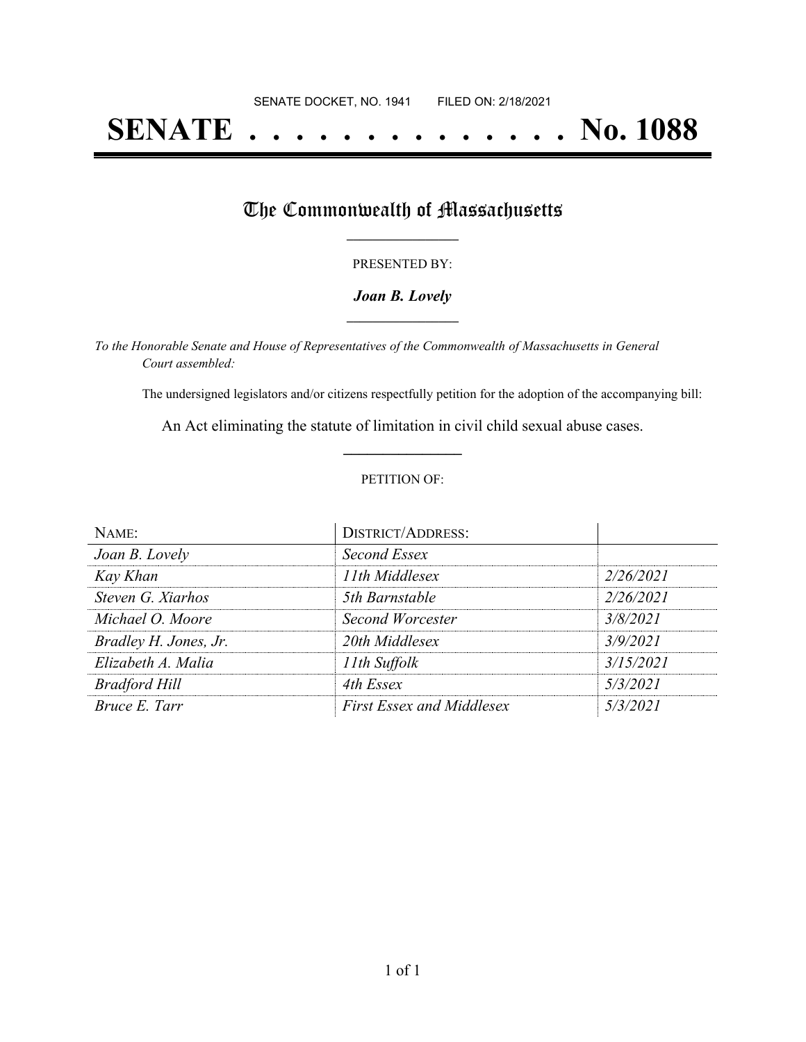SENATE DOCKET, NO. 1941 FILED ON: 2/18/2021

# SENATE . . . . . . . . . . . . . . No. 1088

## The Commonwealth of Massachusetts

PRESENTED BY:

***Joan B. Lovely***

*To the Honorable Senate and House of Representatives of the Commonwealth of Massachusetts in General Court assembled:*

The undersigned legislators and/or citizens respectfully petition for the adoption of the accompanying bill:

An Act eliminating the statute of limitation in civil child sexual abuse cases.

PETITION OF:

| NAME: | DISTRICT/ADDRESS: | |
| --- | --- | --- |
| *Joan B. Lovely* | *Second Essex* | |
| *Kay Khan* | *11th Middlesex* | *2/26/2021* |
| *Steven G. Xiarhos* | *5th Barnstable* | *2/26/2021* |
| *Michael O. Moore* | *Second Worcester* | *3/8/2021* |
| *Bradley H. Jones, Jr.* | *20th Middlesex* | *3/9/2021* |
| *Elizabeth A. Malia* | *11th Suffolk* | *3/15/2021* |
| *Bradford Hill* | *4th Essex* | *5/3/2021* |
| *Bruce E. Tarr* | *First Essex and Middlesex* | *5/3/2021* |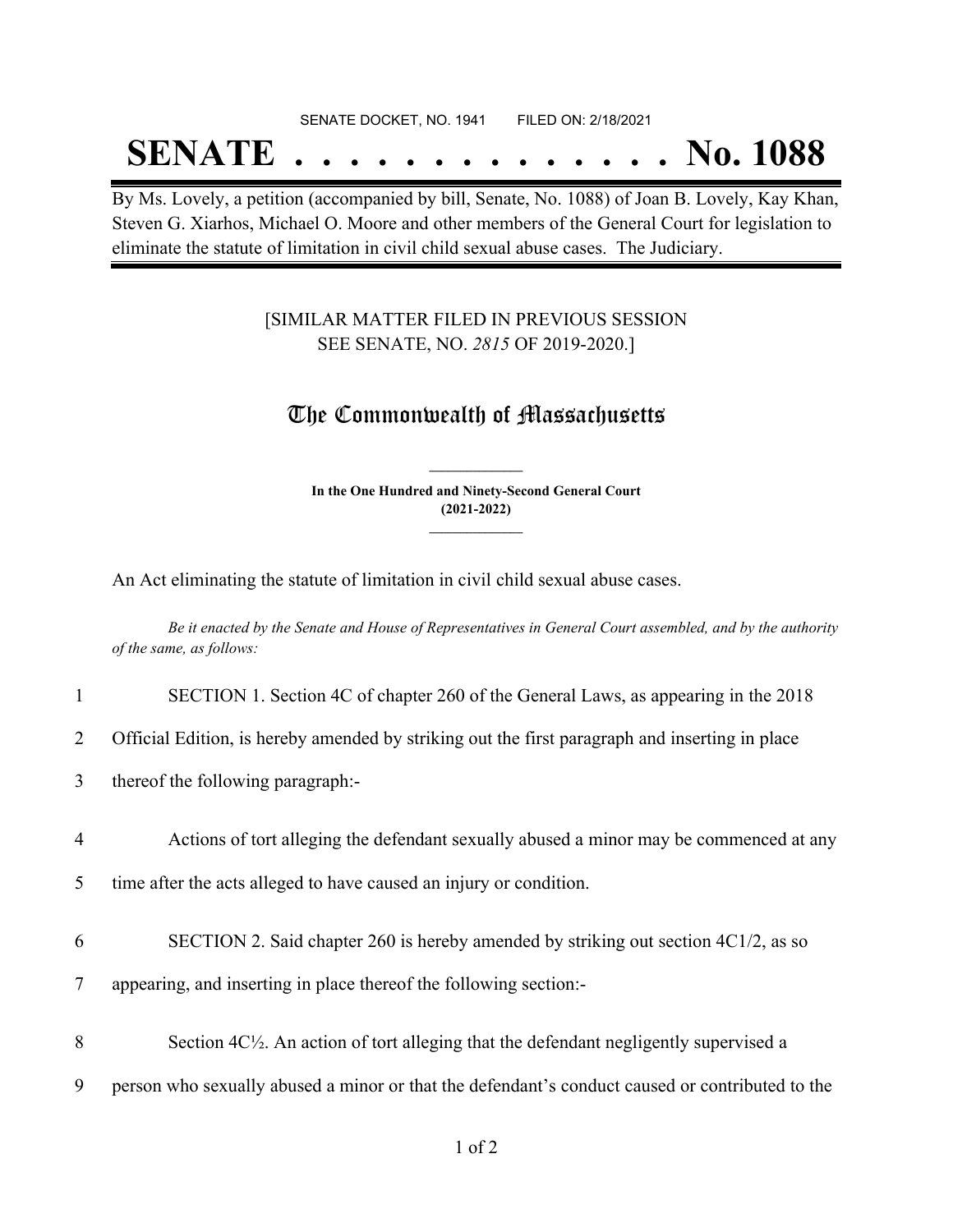SENATE DOCKET, NO. 1941 FILED ON: 2/18/2021

# SENATE . . . . . . . . . . . . . . No. 1088

By Ms. Lovely, a petition (accompanied by bill, Senate, No. 1088) of Joan B. Lovely, Kay Khan, Steven G. Xiarhos, Michael O. Moore and other members of the General Court for legislation to eliminate the statute of limitation in civil child sexual abuse cases. The Judiciary.

[SIMILAR MATTER FILED IN PREVIOUS SESSION SEE SENATE, NO. *2815* OF 2019-2020.]

## The Commonwealth of Massachusetts

**In the One Hundred and Ninety-Second General Court (2021-2022)**

An Act eliminating the statute of limitation in civil child sexual abuse cases.

*Be it enacted by the Senate and House of Representatives in General Court assembled, and by the authority of the same, as follows:*

1 SECTION 1. Section 4C of chapter 260 of the General Laws, as appearing in the 2018
2 Official Edition, is hereby amended by striking out the first paragraph and inserting in place
3 thereof the following paragraph:-

4 Actions of tort alleging the defendant sexually abused a minor may be commenced at any
5 time after the acts alleged to have caused an injury or condition.

6 SECTION 2. Said chapter 260 is hereby amended by striking out section 4C1/2, as so
7 appearing, and inserting in place thereof the following section:-

8 Section 4C½. An action of tort alleging that the defendant negligently supervised a
9 person who sexually abused a minor or that the defendant's conduct caused or contributed to the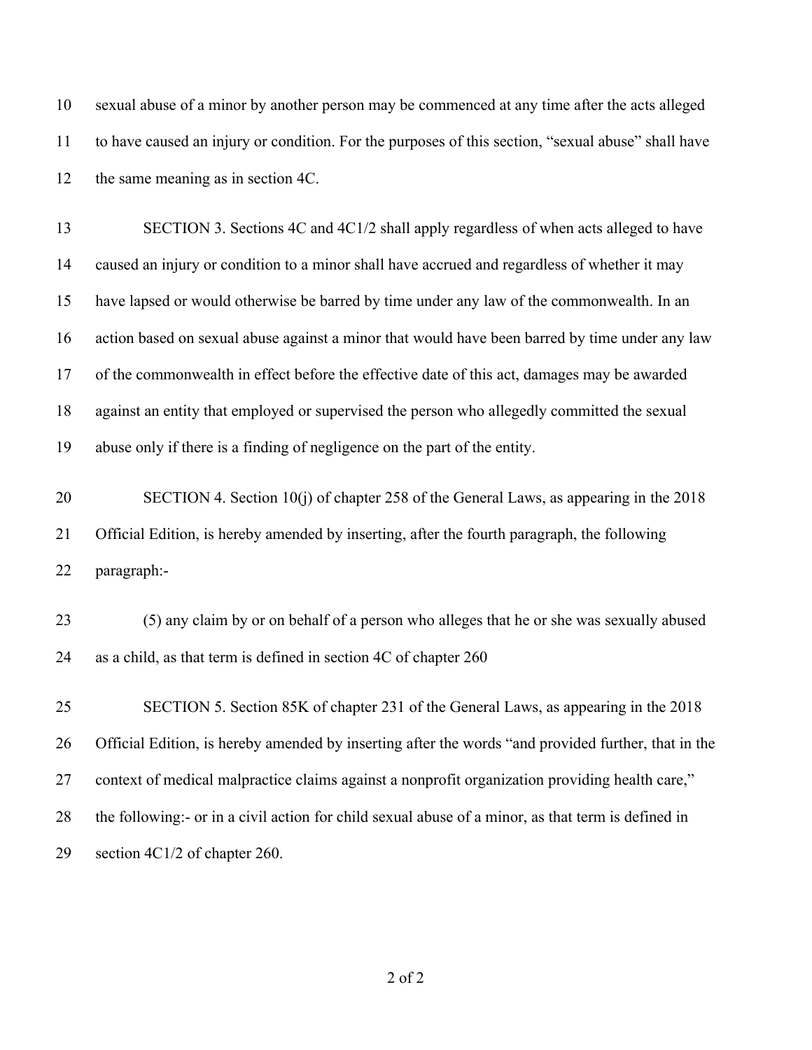sexual abuse of a minor by another person may be commenced at any time after the acts alleged to have caused an injury or condition. For the purposes of this section, "sexual abuse" shall have the same meaning as in section 4C.

SECTION 3. Sections 4C and 4C1/2 shall apply regardless of when acts alleged to have caused an injury or condition to a minor shall have accrued and regardless of whether it may have lapsed or would otherwise be barred by time under any law of the commonwealth. In an action based on sexual abuse against a minor that would have been barred by time under any law of the commonwealth in effect before the effective date of this act, damages may be awarded against an entity that employed or supervised the person who allegedly committed the sexual abuse only if there is a finding of negligence on the part of the entity.

SECTION 4. Section 10(j) of chapter 258 of the General Laws, as appearing in the 2018 Official Edition, is hereby amended by inserting, after the fourth paragraph, the following paragraph:-

(5) any claim by or on behalf of a person who alleges that he or she was sexually abused as a child, as that term is defined in section 4C of chapter 260

SECTION 5. Section 85K of chapter 231 of the General Laws, as appearing in the 2018 Official Edition, is hereby amended by inserting after the words "and provided further, that in the context of medical malpractice claims against a nonprofit organization providing health care," the following:- or in a civil action for child sexual abuse of a minor, as that term is defined in section 4C1/2 of chapter 260.